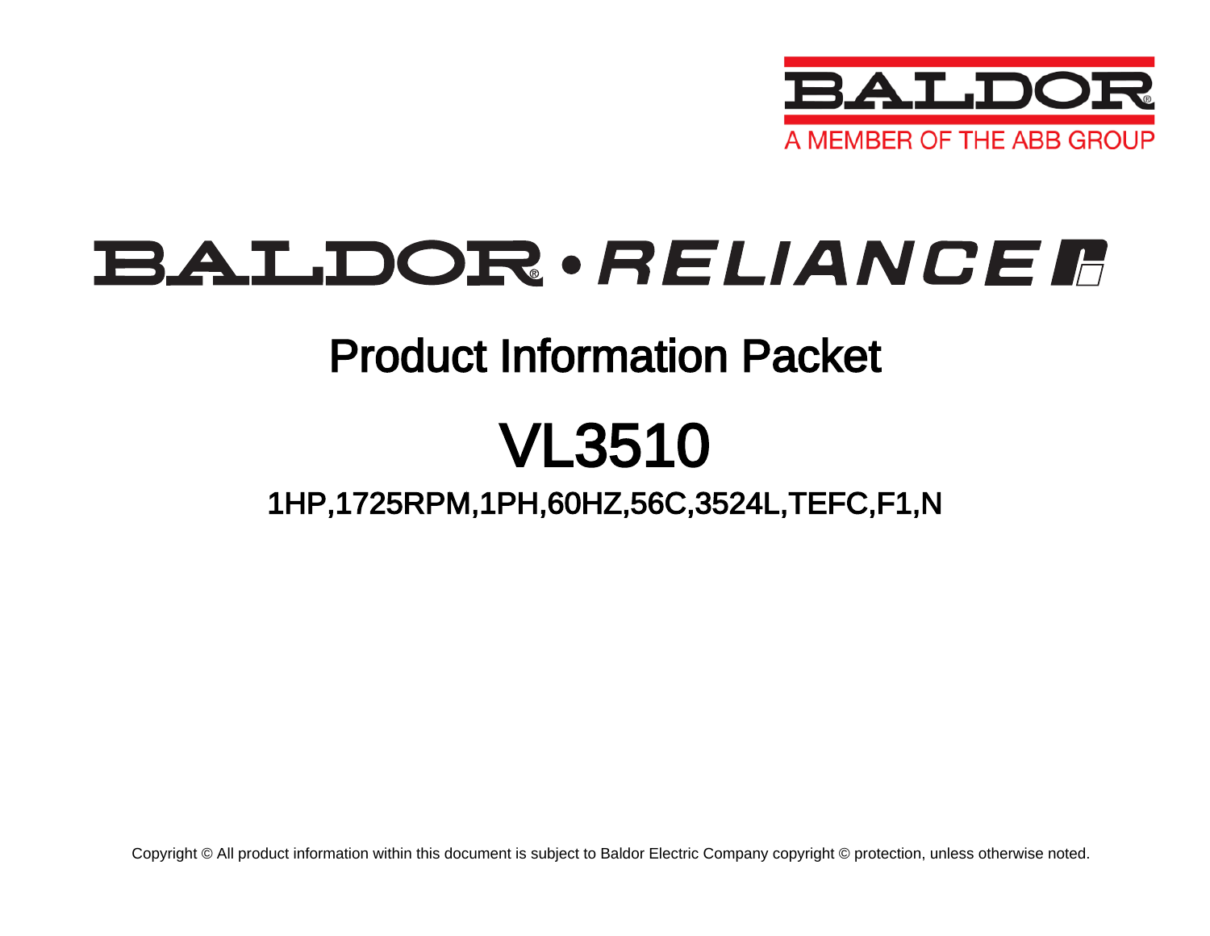BALDOR
A MEMBER OF THE ABB GROUP

# BALDOR • RELIANCE

## Product Information Packet

# VL3510

### 1HP,1725RPM,1PH,60HZ,56C,3524L,TEFC,F1,N

Copyright © All product information within this document is subject to Baldor Electric Company copyright © protection, unless otherwise noted.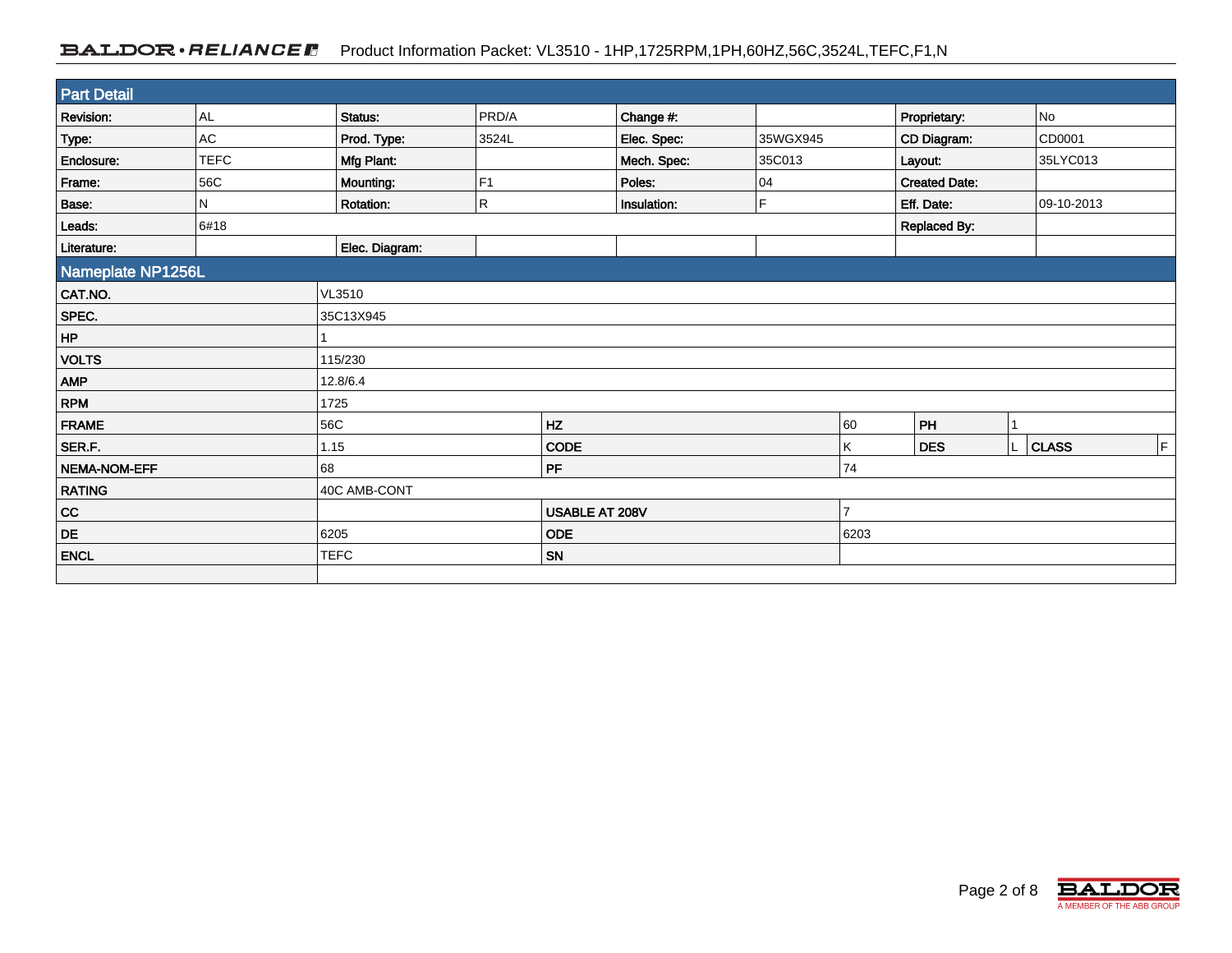Product Information Packet: VL3510 - 1HP,1725RPM,1PH,60HZ,56C,3524L,TEFC,F1,N

## Part Detail

| | | | | | | | |
|---|---|---|---|---|---|---|---|
| **Revision:** | AL | **Status:** | PRD/A | **Change #:** | | **Proprietary:** | No |
| **Type:** | AC | **Prod. Type:** | 3524L | **Elec. Spec:** | 35WGX945 | **CD Diagram:** | CD0001 |
| **Enclosure:** | TEFC | **Mfg Plant:** | | **Mech. Spec:** | 35C013 | **Layout:** | 35LYC013 |
| **Frame:** | 56C | **Mounting:** | F1 | **Poles:** | 04 | **Created Date:** | |
| **Base:** | N | **Rotation:** | R | **Insulation:** | F | **Eff. Date:** | 09-10-2013 |
| **Leads:** | 6#18 | | | | | **Replaced By:** | |
| **Literature:** | | **Elec. Diagram:** | | | | | |

## Nameplate NP1256L

| | | | | | | | |
|---|---|---|---|---|---|---|---|
| **CAT.NO.** | VL3510 | | | | | | |
| **SPEC.** | 35C13X945 | | | | | | |
| **HP** | 1 | | | | | | |
| **VOLTS** | 115/230 | | | | | | |
| **AMP** | 12.8/6.4 | | | | | | |
| **RPM** | 1725 | | | | | | |
| **FRAME** | 56C | **HZ** | 60 | **PH** | 1 | | |
| **SER.F.** | 1.15 | **CODE** | K | **DES** | L | **CLASS** | F |
| **NEMA-NOM-EFF** | 68 | **PF** | 74 | | | | |
| **RATING** | 40C AMB-CONT | | | | | | |
| **CC** | | **USABLE AT 208V** | 7 | | | | |
| **DE** | 6205 | **ODE** | 6203 | | | | |
| **ENCL** | TEFC | **SN** | | | | | |
| | | | | | | | |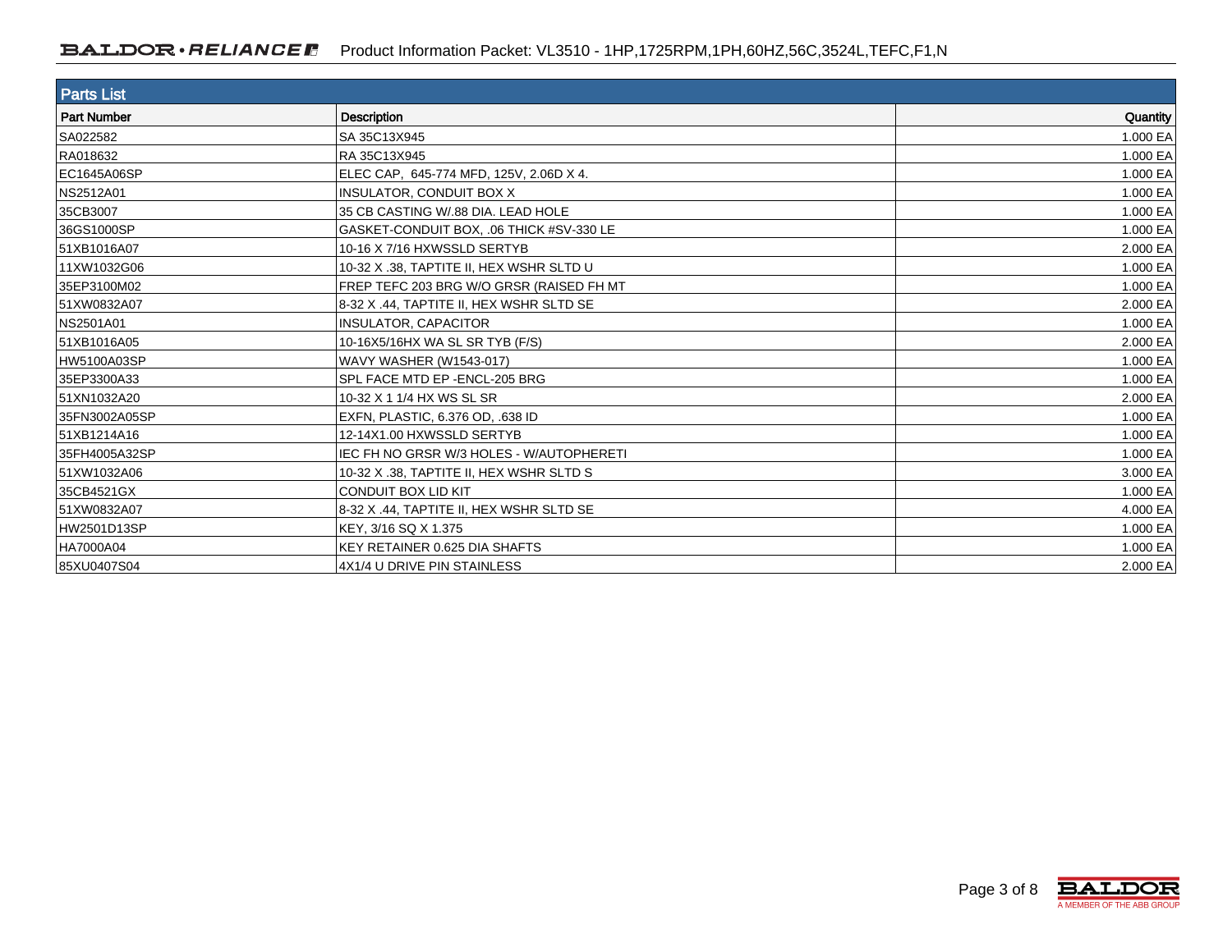## Parts List

| Part Number | Description | Quantity |
|---|---|---|
| SA022582 | SA 35C13X945 | 1.000 EA |
| RA018632 | RA 35C13X945 | 1.000 EA |
| EC1645A06SP | ELEC CAP, 645-774 MFD, 125V, 2.06D X 4. | 1.000 EA |
| NS2512A01 | INSULATOR, CONDUIT BOX X | 1.000 EA |
| 35CB3007 | 35 CB CASTING W/.88 DIA. LEAD HOLE | 1.000 EA |
| 36GS1000SP | GASKET-CONDUIT BOX, .06 THICK #SV-330 LE | 1.000 EA |
| 51XB1016A07 | 10-16 X 7/16 HXWSSLD SERTYB | 2.000 EA |
| 11XW1032G06 | 10-32 X .38, TAPTITE II, HEX WSHR SLTD U | 1.000 EA |
| 35EP3100M02 | FREP TEFC 203 BRG W/O GRSR (RAISED FH MT | 1.000 EA |
| 51XW0832A07 | 8-32 X .44, TAPTITE II, HEX WSHR SLTD SE | 2.000 EA |
| NS2501A01 | INSULATOR, CAPACITOR | 1.000 EA |
| 51XB1016A05 | 10-16X5/16HX WA SL SR TYB (F/S) | 2.000 EA |
| HW5100A03SP | WAVY WASHER (W1543-017) | 1.000 EA |
| 35EP3300A33 | SPL FACE MTD EP -ENCL-205 BRG | 1.000 EA |
| 51XN1032A20 | 10-32 X 1 1/4 HX WS SL SR | 2.000 EA |
| 35FN3002A05SP | EXFN, PLASTIC, 6.376 OD, .638 ID | 1.000 EA |
| 51XB1214A16 | 12-14X1.00 HXWSSLD SERTYB | 1.000 EA |
| 35FH4005A32SP | IEC FH NO GRSR W/3 HOLES - W/AUTOPHERETI | 1.000 EA |
| 51XW1032A06 | 10-32 X .38, TAPTITE II, HEX WSHR SLTD S | 3.000 EA |
| 35CB4521GX | CONDUIT BOX LID KIT | 1.000 EA |
| 51XW0832A07 | 8-32 X .44, TAPTITE II, HEX WSHR SLTD SE | 4.000 EA |
| HW2501D13SP | KEY, 3/16 SQ X 1.375 | 1.000 EA |
| HA7000A04 | KEY RETAINER 0.625 DIA SHAFTS | 1.000 EA |
| 85XU0407S04 | 4X1/4 U DRIVE PIN STAINLESS | 2.000 EA |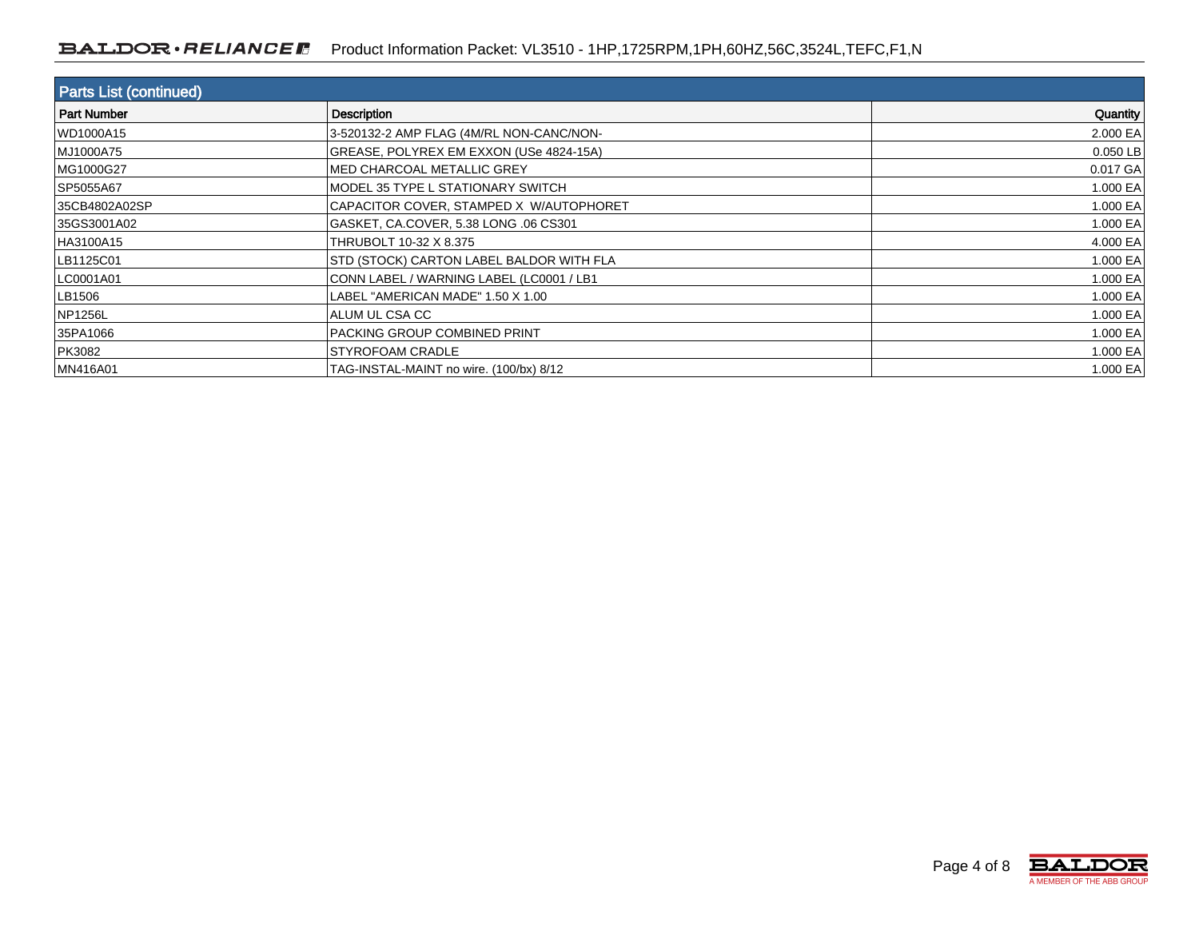## Parts List (continued)

| Part Number | Description | Quantity |
|---|---|---|
| WD1000A15 | 3-520132-2 AMP FLAG (4M/RL NON-CANC/NON- | 2.000 EA |
| MJ1000A75 | GREASE, POLYREX EM EXXON (USe 4824-15A) | 0.050 LB |
| MG1000G27 | MED CHARCOAL METALLIC GREY | 0.017 GA |
| SP5055A67 | MODEL 35 TYPE L STATIONARY SWITCH | 1.000 EA |
| 35CB4802A02SP | CAPACITOR COVER, STAMPED X W/AUTOPHORET | 1.000 EA |
| 35GS3001A02 | GASKET, CA.COVER, 5.38 LONG .06 CS301 | 1.000 EA |
| HA3100A15 | THRUBOLT 10-32 X 8.375 | 4.000 EA |
| LB1125C01 | STD (STOCK) CARTON LABEL BALDOR WITH FLA | 1.000 EA |
| LC0001A01 | CONN LABEL / WARNING LABEL (LC0001 / LB1 | 1.000 EA |
| LB1506 | LABEL "AMERICAN MADE" 1.50 X 1.00 | 1.000 EA |
| NP1256L | ALUM UL CSA CC | 1.000 EA |
| 35PA1066 | PACKING GROUP COMBINED PRINT | 1.000 EA |
| PK3082 | STYROFOAM CRADLE | 1.000 EA |
| MN416A01 | TAG-INSTAL-MAINT no wire. (100/bx) 8/12 | 1.000 EA |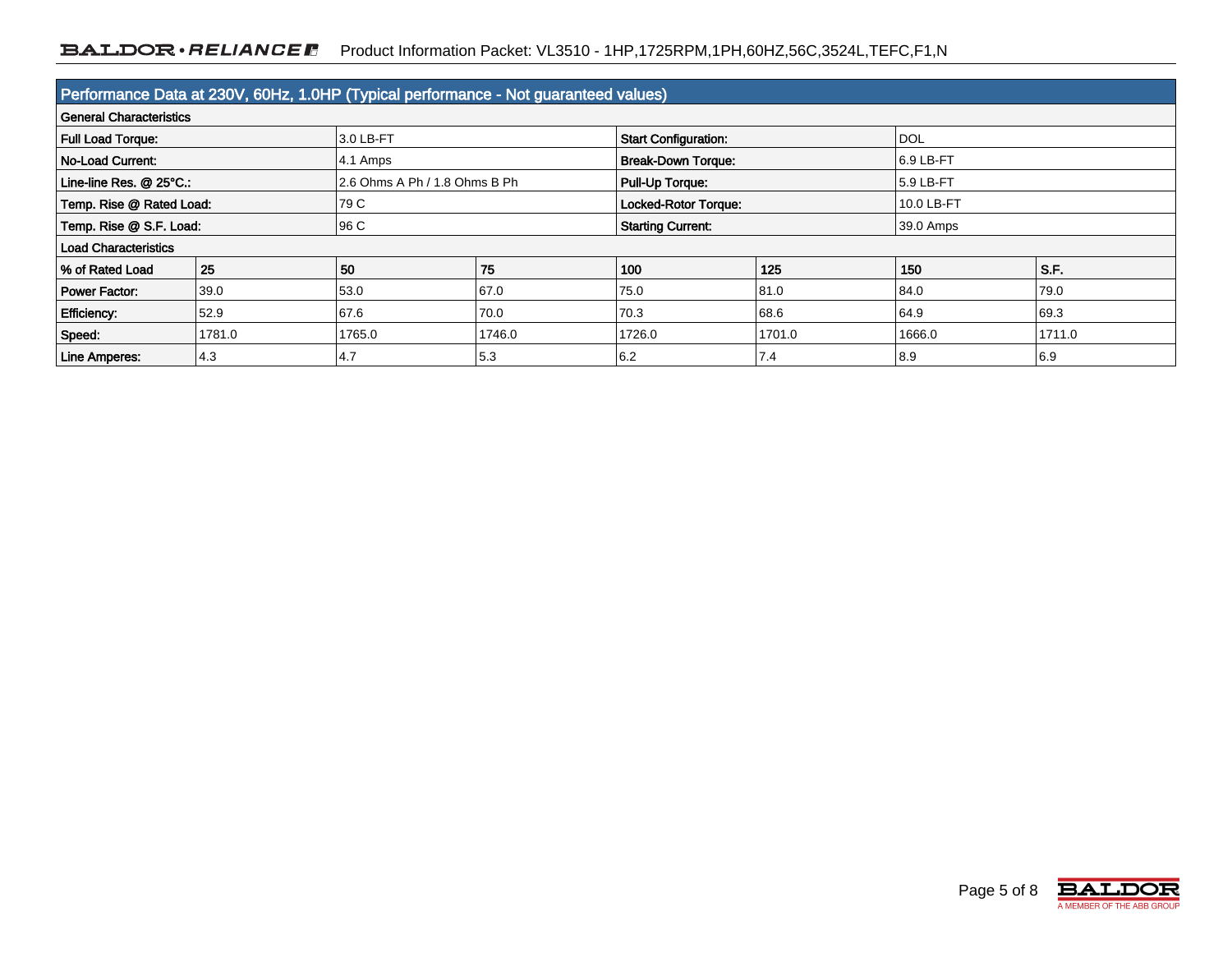## Performance Data at 230V, 60Hz, 1.0HP (Typical performance - Not guaranteed values)

### General Characteristics

| | | | |
|---|---|---|---|
| **Full Load Torque:** | 3.0 LB-FT | **Start Configuration:** | DOL |
| **No-Load Current:** | 4.1 Amps | **Break-Down Torque:** | 6.9 LB-FT |
| **Line-line Res. @ 25°C.:** | 2.6 Ohms A Ph / 1.8 Ohms B Ph | **Pull-Up Torque:** | 5.9 LB-FT |
| **Temp. Rise @ Rated Load:** | 79 C | **Locked-Rotor Torque:** | 10.0 LB-FT |
| **Temp. Rise @ S.F. Load:** | 96 C | **Starting Current:** | 39.0 Amps |

### Load Characteristics

| % of Rated Load | 25 | 50 | 75 | 100 | 125 | 150 | S.F. |
|---|---|---|---|---|---|---|---|
| **Power Factor:** | 39.0 | 53.0 | 67.0 | 75.0 | 81.0 | 84.0 | 79.0 |
| **Efficiency:** | 52.9 | 67.6 | 70.0 | 70.3 | 68.6 | 64.9 | 69.3 |
| **Speed:** | 1781.0 | 1765.0 | 1746.0 | 1726.0 | 1701.0 | 1666.0 | 1711.0 |
| **Line Amperes:** | 4.3 | 4.7 | 5.3 | 6.2 | 7.4 | 8.9 | 6.9 |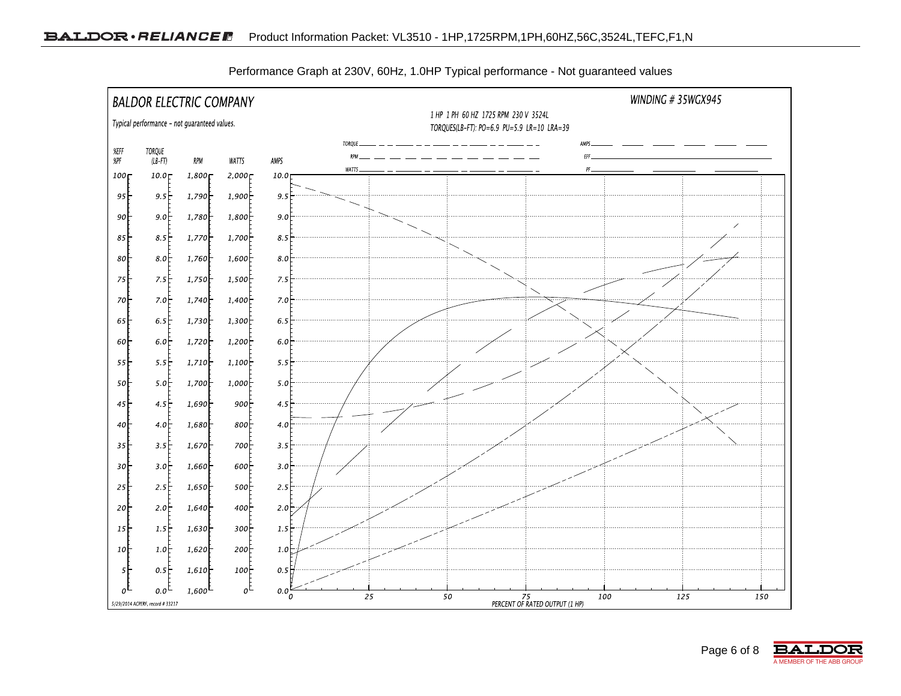Performance Graph at 230V, 60Hz, 1.0HP Typical performance - Not guaranteed values

BALDOR ELECTRIC COMPANY

Typical performance - not guaranteed values.

WINDING # 35WGX945

1 HP 1 PH 60 HZ 1725 RPM 230 V 3524L

TORQUES(LB-FT): PO=6.9 PU=5.9 LR=10 LRA=39

TORQUE, RPM, WATTS, AMPS, EFF, PF

| %EFF %PF | TORQUE (LB-FT) | RPM | WATTS | AMPS |
|---|---|---|---|---|
| 100 | 10.0 | 1,800 | 2,000 | 10.0 |
| 95 | 9.5 | 1,790 | 1,900 | 9.5 |
| 90 | 9.0 | 1,780 | 1,800 | 9.0 |
| 85 | 8.5 | 1,770 | 1,700 | 8.5 |
| 80 | 8.0 | 1,760 | 1,600 | 8.0 |
| 75 | 7.5 | 1,750 | 1,500 | 7.5 |
| 70 | 7.0 | 1,740 | 1,400 | 7.0 |
| 65 | 6.5 | 1,730 | 1,300 | 6.5 |
| 60 | 6.0 | 1,720 | 1,200 | 6.0 |
| 55 | 5.5 | 1,710 | 1,100 | 5.5 |
| 50 | 5.0 | 1,700 | 1,000 | 5.0 |
| 45 | 4.5 | 1,690 | 900 | 4.5 |
| 40 | 4.0 | 1,680 | 800 | 4.0 |
| 35 | 3.5 | 1,670 | 700 | 3.5 |
| 30 | 3.0 | 1,660 | 600 | 3.0 |
| 25 | 2.5 | 1,650 | 500 | 2.5 |
| 20 | 2.0 | 1,640 | 400 | 2.0 |
| 15 | 1.5 | 1,630 | 300 | 1.5 |
| 10 | 1.0 | 1,620 | 200 | 1.0 |
| 5 | 0.5 | 1,610 | 100 | 0.5 |
| 0 | 0.0 | 1,600 | 0 | 0.0 |

PERCENT OF RATED OUTPUT (1 HP): 0, 25, 50, 75, 100, 125, 150

5/29/2014 ACPERF, record # 33217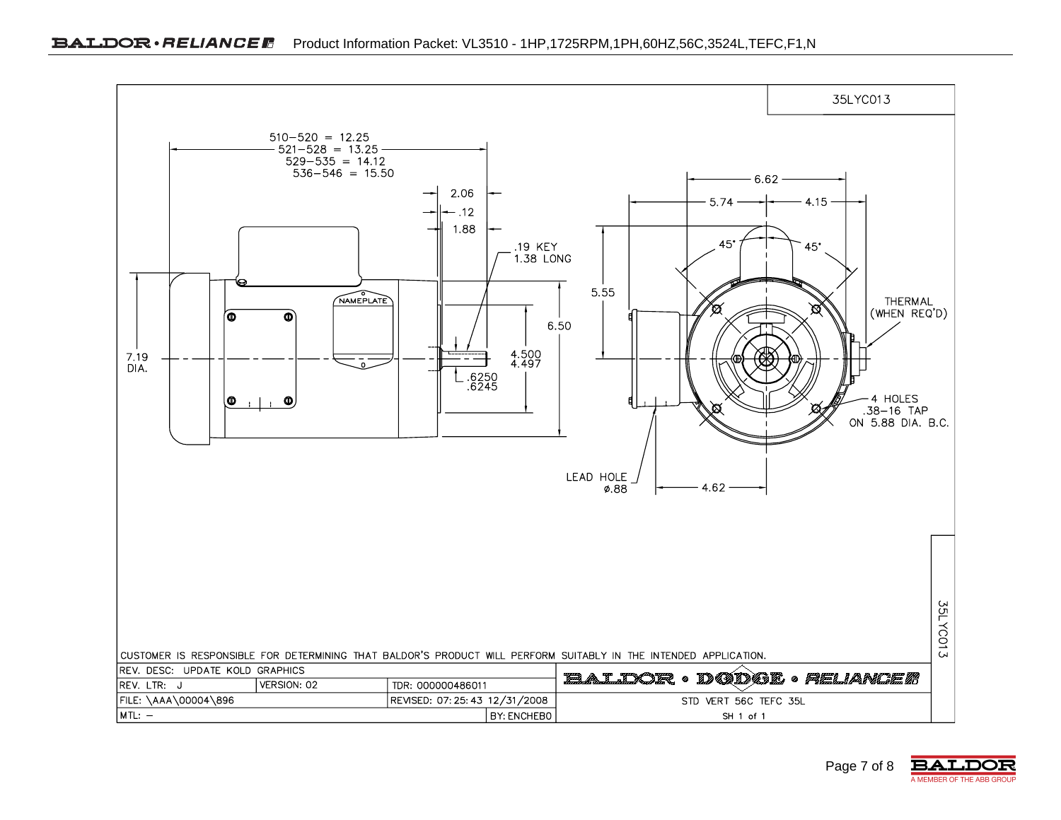Product Information Packet: VL3510 - 1HP,1725RPM,1PH,60HZ,56C,3524L,TEFC,F1,N

35LYC013

510–520 = 12.25
521–528 = 13.25
529–535 = 14.12
536–546 = 15.50

2.06
.12
1.88

.19 KEY
1.38 LONG

NAMEPLATE

7.19
DIA.

4.500
4.497

.6250
.6245

6.50

5.55

6.62
5.74
4.15

45°
45°

THERMAL
(WHEN REQ'D)

4 HOLES
.38–16 TAP
ON 5.88 DIA. B.C.

LEAD HOLE
ø.88

4.62

CUSTOMER IS RESPONSIBLE FOR DETERMINING THAT BALDOR'S PRODUCT WILL PERFORM SUITABLY IN THE INTENDED APPLICATION.

| | | | |
|---|---|---|---|
| REV. DESC: UPDATE KOLD GRAPHICS | | | BALDOR • DODGE • RELIANCE |
| REV. LTR: J | VERSION: 02 | TDR: 000000486011 | |
| FILE: \AAA\00004\896 | | REVISED: 07:25:43 12/31/2008 | STD VERT 56C TEFC 35L |
| MTL: – | | BY: ENCHEBO | SH 1 of 1 |

35LYC013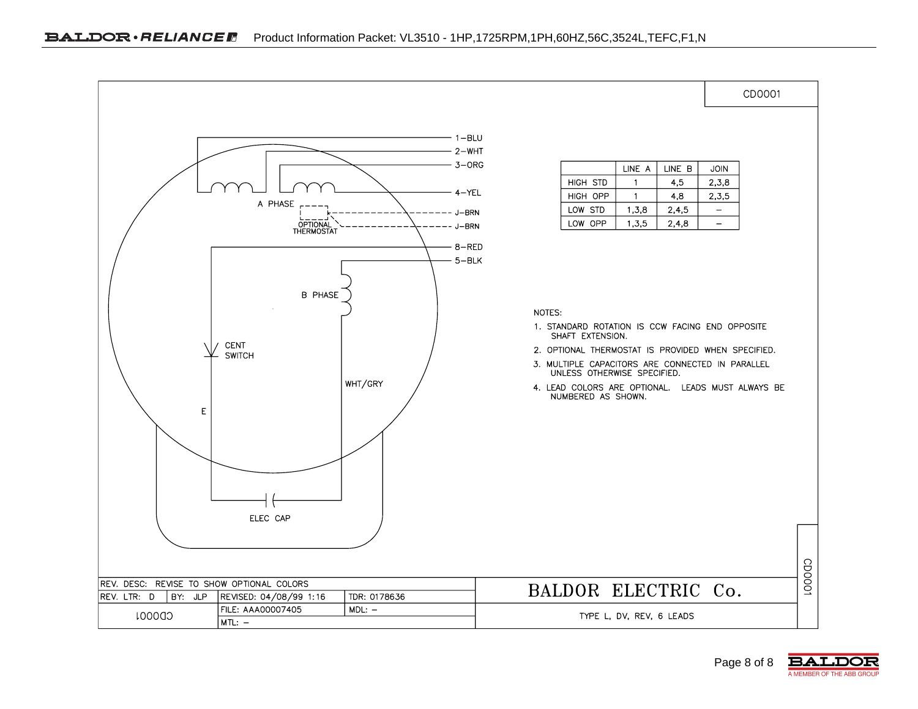CD0001

1–BLU
2–WHT
3–ORG
4–YEL
J–BRN
J–BRN
8–RED
5–BLK

A PHASE
OPTIONAL THERMOSTAT
B PHASE
CENT SWITCH
WHT/GRY
E
ELEC CAP

| | LINE A | LINE B | JOIN |
|---|---|---|---|
| HIGH STD | 1 | 4,5 | 2,3,8 |
| HIGH OPP | 1 | 4,8 | 2,3,5 |
| LOW STD | 1,3,8 | 2,4,5 | – |
| LOW OPP | 1,3,5 | 2,4,8 | – |

NOTES:

1. STANDARD ROTATION IS CCW FACING END OPPOSITE SHAFT EXTENSION.
2. OPTIONAL THERMOSTAT IS PROVIDED WHEN SPECIFIED.
3. MULTIPLE CAPACITORS ARE CONNECTED IN PARALLEL UNLESS OTHERWISE SPECIFIED.
4. LEAD COLORS ARE OPTIONAL. LEADS MUST ALWAYS BE NUMBERED AS SHOWN.

| | | | |
|---|---|---|---|
| REV. DESC: REVISE TO SHOW OPTIONAL COLORS | | | BALDOR ELECTRIC Co. |
| REV. LTR: D BY: JLP | REVISED: 04/08/99 1:16 | TDR: 0178636 | |
| CD0001 | FILE: AAA00007405 | MDL: – | TYPE L, DV, REV, 6 LEADS |
| | MTL: – | | |

CD0001